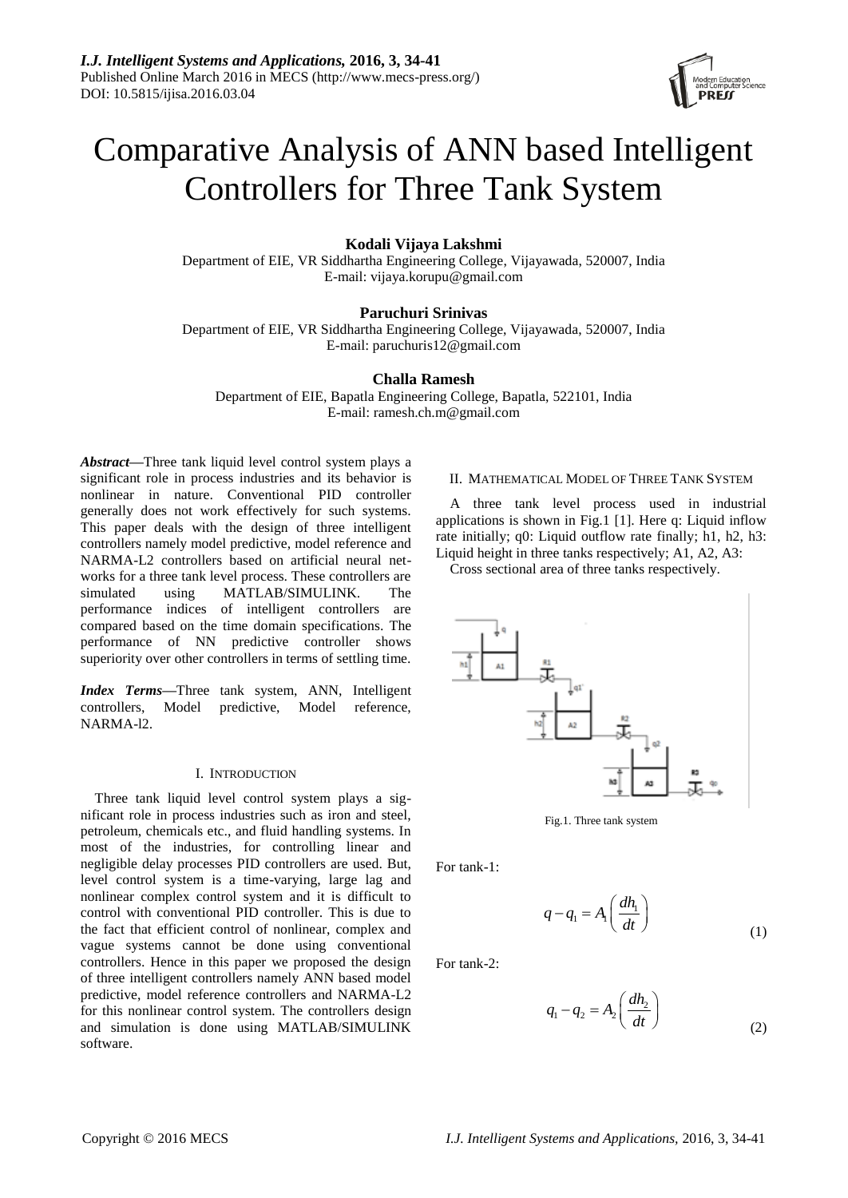# Comparative Analysis of ANN based Intelligent Controllers for Three Tank System

**Kodali Vijaya Lakshmi**
Department of EIE, VR Siddhartha Engineering College, Vijayawada, 520007, India
E-mail: vijaya.korupu@gmail.com

**Paruchuri Srinivas**
Department of EIE, VR Siddhartha Engineering College, Vijayawada, 520007, India
E-mail: paruchuris12@gmail.com

**Challa Ramesh**
Department of EIE, Bapatla Engineering College, Bapatla, 522101, India
E-mail: ramesh.ch.m@gmail.com

***Abstract*—**Three tank liquid level control system plays a significant role in process industries and its behavior is nonlinear in nature. Conventional PID controller generally does not work effectively for such systems. This paper deals with the design of three intelligent controllers namely model predictive, model reference and NARMA-L2 controllers based on artificial neural networks for a three tank level process. These controllers are simulated using MATLAB/SIMULINK. The performance indices of intelligent controllers are compared based on the time domain specifications. The performance of NN predictive controller shows superiority over other controllers in terms of settling time.

***Index Terms*—**Three tank system, ANN, Intelligent controllers, Model predictive, Model reference, NARMA-l2.

## I. Introduction

Three tank liquid level control system plays a significant role in process industries such as iron and steel, petroleum, chemicals etc., and fluid handling systems. In most of the industries, for controlling linear and negligible delay processes PID controllers are used. But, level control system is a time-varying, large lag and nonlinear complex control system and it is difficult to control with conventional PID controller. This is due to the fact that efficient control of nonlinear, complex and vague systems cannot be done using conventional controllers. Hence in this paper we proposed the design of three intelligent controllers namely ANN based model predictive, model reference controllers and NARMA-L2 for this nonlinear control system. The controllers design and simulation is done using MATLAB/SIMULINK software.

## II. Mathematical Model of Three Tank System

A three tank level process used in industrial applications is shown in Fig.1 [1]. Here q: Liquid inflow rate initially; q0: Liquid outflow rate finally; h1, h2, h3: Liquid height in three tanks respectively; A1, A2, A3: Cross sectional area of three tanks respectively.

Fig.1. Three tank system

For tank-1:

$$q - q_1 = A_1\left(\frac{dh_1}{dt}\right) \tag{1}$$

For tank-2:

$$q_1 - q_2 = A_2\left(\frac{dh_2}{dt}\right) \tag{2}$$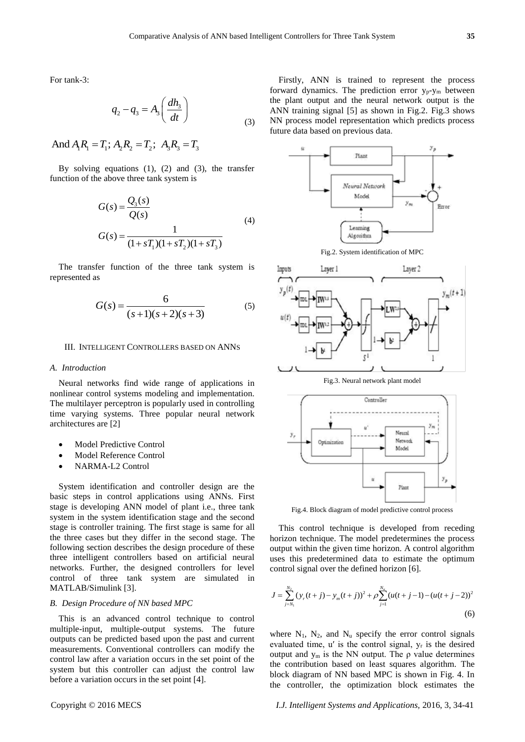For tank-3:

$$q_2 - q_3 = A_3 \left( \frac{dh_3}{dt} \right) \quad (3)$$

And $A_1R_1 = T_1;\ A_2R_2 = T_2;\ A_3R_3 = T_3$

By solving equations (1), (2) and (3), the transfer function of the above three tank system is

$$G(s) = \frac{Q_3(s)}{Q(s)}$$
$$G(s) = \frac{1}{(1+sT_1)(1+sT_2)(1+sT_3)} \quad (4)$$

The transfer function of the three tank system is represented as

$$G(s) = \frac{6}{(s+1)(s+2)(s+3)} \quad (5)$$

## III. Intelligent Controllers based on ANNs

### A. Introduction

Neural networks find wide range of applications in nonlinear control systems modeling and implementation. The multilayer perceptron is popularly used in controlling time varying systems. Three popular neural network architectures are [2]

- Model Predictive Control
- Model Reference Control
- NARMA-L2 Control

System identification and controller design are the basic steps in control applications using ANNs. First stage is developing ANN model of plant i.e., three tank system in the system identification stage and the second stage is controller training. The first stage is same for all the three cases but they differ in the second stage. The following section describes the design procedure of these three intelligent controllers based on artificial neural networks. Further, the designed controllers for level control of three tank system are simulated in MATLAB/Simulink [3].

### B. Design Procedure of NN based MPC

This is an advanced control technique to control multiple-input, multiple-output systems. The future outputs can be predicted based upon the past and current measurements. Conventional controllers can modify the control law after a variation occurs in the set point of the system but this controller can adjust the control law before a variation occurs in the set point [4].

Firstly, ANN is trained to represent the process forward dynamics. The prediction error $y_p$-$y_m$ between the plant output and the neural network output is the ANN training signal [5] as shown in Fig.2. Fig.3 shows NN process model representation which predicts process future data based on previous data.

Fig.2. System identification of MPC

Fig.3. Neural network plant model

Fig.4. Block diagram of model predictive control process

This control technique is developed from receding horizon technique. The model predetermines the process output within the given time horizon. A control algorithm uses this predetermined data to estimate the optimum control signal over the defined horizon [6].

$$J = \sum_{j=N_1}^{N_2} (y_r(t+j) - y_m(t+j))^2 + \rho \sum_{j=1}^{N_u} (u(t+j-1) - (u(t+j-2))^2 \quad (6)$$

where $N_1$, $N_2$, and $N_u$ specify the error control signals evaluated time, u′ is the control signal, $y_r$ is the desired output and $y_m$ is the NN output. The ρ value determines the contribution based on least squares algorithm. The block diagram of NN based MPC is shown in Fig. 4. In the controller, the optimization block estimates the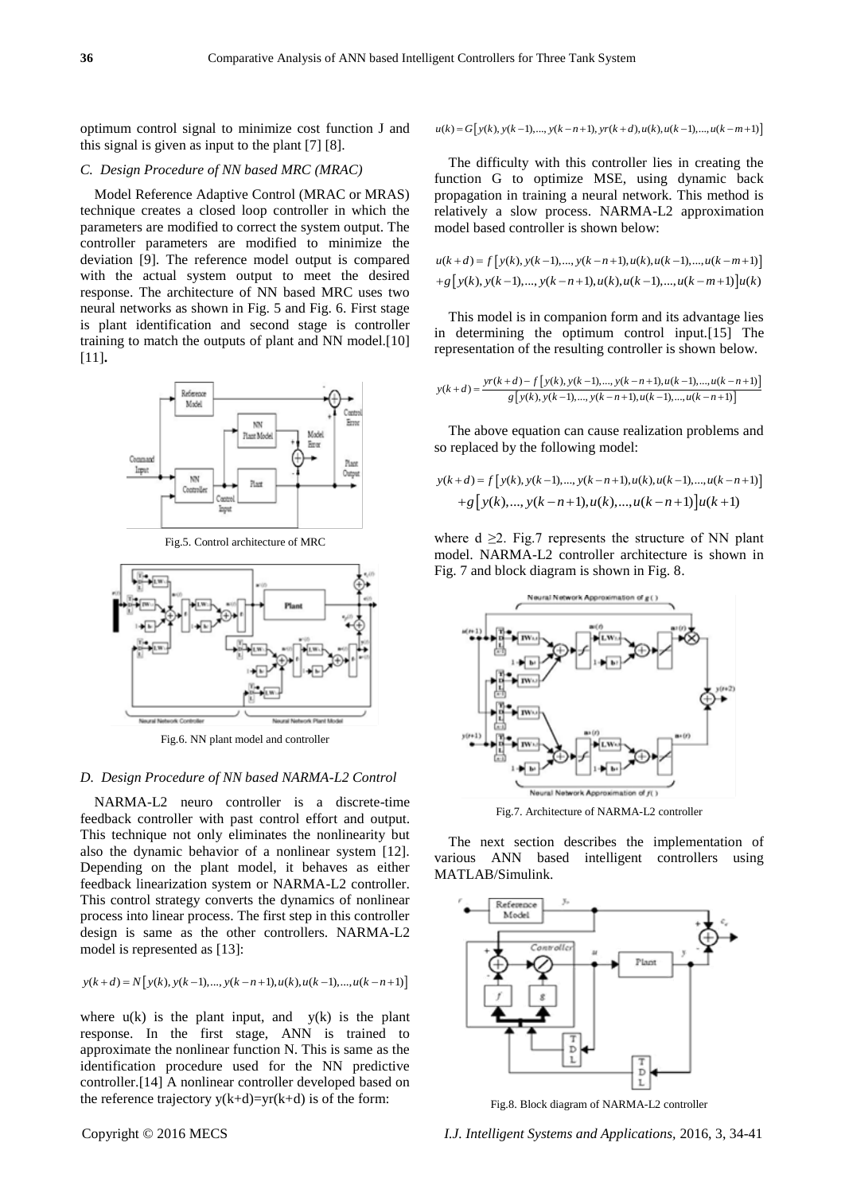optimum control signal to minimize cost function J and this signal is given as input to the plant [7] [8].

### C. Design Procedure of NN based MRC (MRAC)

Model Reference Adaptive Control (MRAC or MRAS) technique creates a closed loop controller in which the parameters are modified to correct the system output. The controller parameters are modified to minimize the deviation [9]. The reference model output is compared with the actual system output to meet the desired response. The architecture of NN based MRC uses two neural networks as shown in Fig. 5 and Fig. 6. First stage is plant identification and second stage is controller training to match the outputs of plant and NN model.[10] [11].

Fig.5. Control architecture of MRC

Fig.6. NN plant model and controller

### D. Design Procedure of NN based NARMA-L2 Control

NARMA-L2 neuro controller is a discrete-time feedback controller with past control effort and output. This technique not only eliminates the nonlinearity but also the dynamic behavior of a nonlinear system [12]. Depending on the plant model, it behaves as either feedback linearization system or NARMA-L2 controller. This control strategy converts the dynamics of nonlinear process into linear process. The first step in this controller design is same as the other controllers. NARMA-L2 model is represented as [13]:

$$y(k+d) = N\left[y(k), y(k-1), ..., y(k-n+1), u(k), u(k-1), ..., u(k-n+1)\right]$$

where $u(k)$ is the plant input, and $y(k)$ is the plant response. In the first stage, ANN is trained to approximate the nonlinear function N. This is same as the identification procedure used for the NN predictive controller.[14] A nonlinear controller developed based on the reference trajectory $y(k+d)=yr(k+d)$ is of the form:

$$u(k) = G\left[y(k), y(k-1), ..., y(k-n+1), yr(k+d), u(k), u(k-1), ..., u(k-m+1)\right]$$

The difficulty with this controller lies in creating the function G to optimize MSE, using dynamic back propagation in training a neural network. This method is relatively a slow process. NARMA-L2 approximation model based controller is shown below:

$$u(k+d) = f\left[y(k), y(k-1), ..., y(k-n+1), u(k), u(k-1), ..., u(k-m+1)\right]$$
$$+g\left[y(k), y(k-1), ..., y(k-n+1), u(k), u(k-1), ..., u(k-m+1)\right]u(k)$$

This model is in companion form and its advantage lies in determining the optimum control input.[15] The representation of the resulting controller is shown below.

$$y(k+d) = \frac{yr(k+d) - f\left[y(k), y(k-1), ..., y(k-n+1), u(k-1), ..., u(k-n+1)\right]}{g\left[y(k), y(k-1), ..., y(k-n+1), u(k-1), ..., u(k-n+1)\right]}$$

The above equation can cause realization problems and so replaced by the following model:

$$y(k+d) = f\left[y(k), y(k-1), ..., y(k-n+1), u(k), u(k-1), ..., u(k-n+1)\right]$$
$$+g\left[y(k), ..., y(k-n+1), u(k), ..., u(k-n+1)\right]u(k+1)$$

where $d \geq 2$. Fig.7 represents the structure of NN plant model. NARMA-L2 controller architecture is shown in Fig. 7 and block diagram is shown in Fig. 8.

Fig.7. Architecture of NARMA-L2 controller

The next section describes the implementation of various ANN based intelligent controllers using MATLAB/Simulink.

Fig.8. Block diagram of NARMA-L2 controller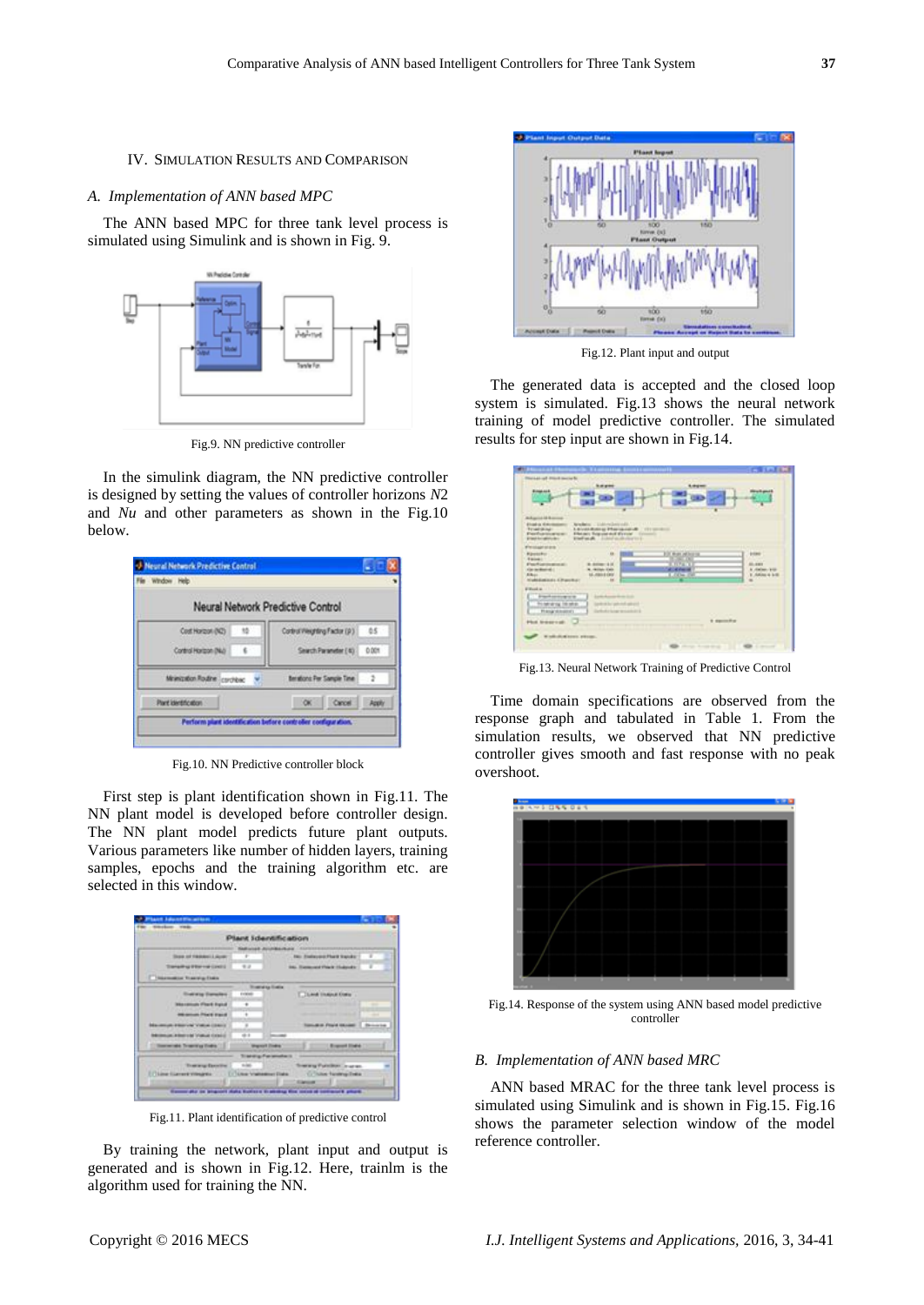## IV. Simulation Results and Comparison

### *A. Implementation of ANN based MPC*

The ANN based MPC for three tank level process is simulated using Simulink and is shown in Fig. 9.

Fig.9. NN predictive controller

In the simulink diagram, the NN predictive controller is designed by setting the values of controller horizons *N*2 and *Nu* and other parameters as shown in the Fig.10 below.

Fig.10. NN Predictive controller block

First step is plant identification shown in Fig.11. The NN plant model is developed before controller design. The NN plant model predicts future plant outputs. Various parameters like number of hidden layers, training samples, epochs and the training algorithm etc. are selected in this window.

Fig.11. Plant identification of predictive control

By training the network, plant input and output is generated and is shown in Fig.12. Here, trainlm is the algorithm used for training the NN.

Fig.12. Plant input and output

The generated data is accepted and the closed loop system is simulated. Fig.13 shows the neural network training of model predictive controller. The simulated results for step input are shown in Fig.14.

Fig.13. Neural Network Training of Predictive Control

Time domain specifications are observed from the response graph and tabulated in Table 1. From the simulation results, we observed that NN predictive controller gives smooth and fast response with no peak overshoot.

Fig.14. Response of the system using ANN based model predictive controller

### *B. Implementation of ANN based MRC*

ANN based MRAC for the three tank level process is simulated using Simulink and is shown in Fig.15. Fig.16 shows the parameter selection window of the model reference controller.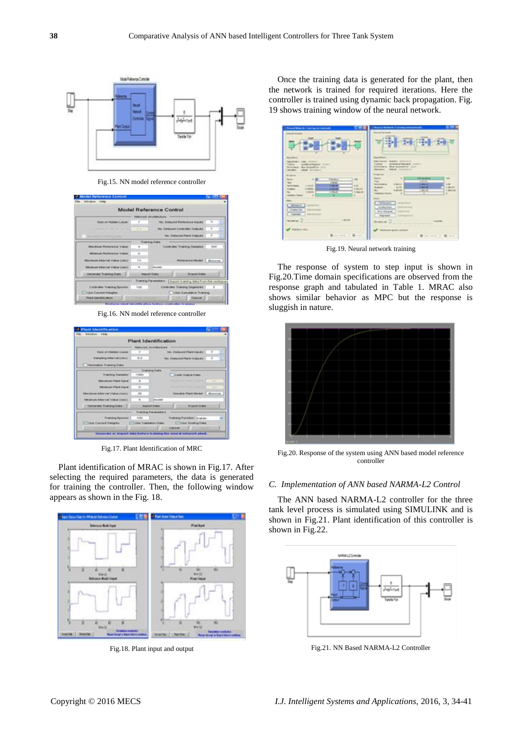Fig.15. NN model reference controller

Fig.16. NN model reference controller

Fig.17. Plant Identification of MRC

Plant identification of MRAC is shown in Fig.17. After selecting the required parameters, the data is generated for training the controller. Then, the following window appears as shown in the Fig. 18.

Fig.18. Plant input and output

Once the training data is generated for the plant, then the network is trained for required iterations. Here the controller is trained using dynamic back propagation. Fig. 19 shows training window of the neural network.

Fig.19. Neural network training

The response of system to step input is shown in Fig.20.Time domain specifications are observed from the response graph and tabulated in Table 1. MRAC also shows similar behavior as MPC but the response is sluggish in nature.

Fig.20. Response of the system using ANN based model reference controller

### *C. Implementation of ANN based NARMA-L2 Control*

The ANN based NARMA-L2 controller for the three tank level process is simulated using SIMULINK and is shown in Fig.21. Plant identification of this controller is shown in Fig.22.

Fig.21. NN Based NARMA-L2 Controller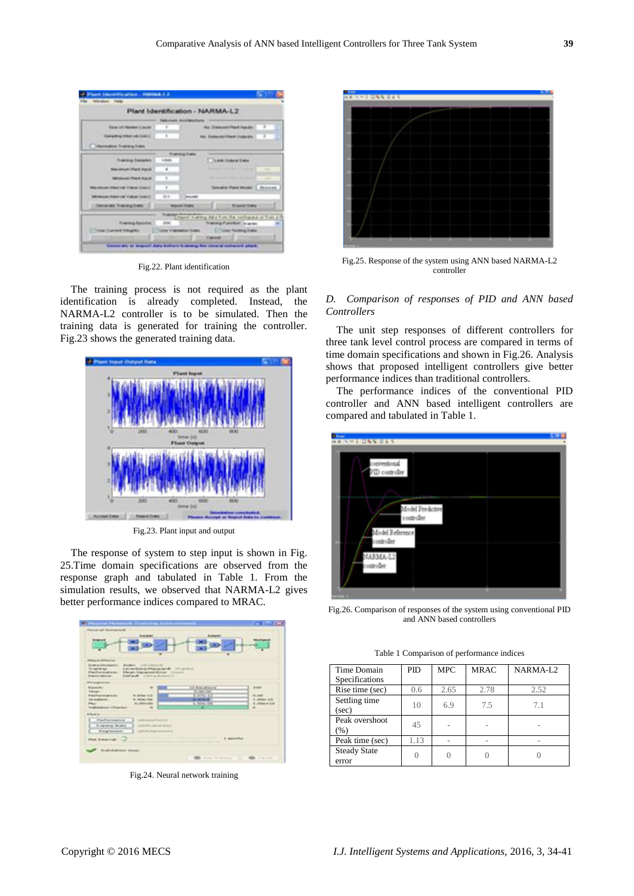Fig.22. Plant identification

The training process is not required as the plant identification is already completed. Instead, the NARMA-L2 controller is to be simulated. Then the training data is generated for training the controller. Fig.23 shows the generated training data.

Fig.23. Plant input and output

The response of system to step input is shown in Fig. 25.Time domain specifications are observed from the response graph and tabulated in Table 1. From the simulation results, we observed that NARMA-L2 gives better performance indices compared to MRAC.

Fig.24. Neural network training

Fig.25. Response of the system using ANN based NARMA-L2 controller

### *D. Comparison of responses of PID and ANN based Controllers*

The unit step responses of different controllers for three tank level control process are compared in terms of time domain specifications and shown in Fig.26. Analysis shows that proposed intelligent controllers give better performance indices than traditional controllers.

The performance indices of the conventional PID controller and ANN based intelligent controllers are compared and tabulated in Table 1.

Fig.26. Comparison of responses of the system using conventional PID and ANN based controllers

Table 1 Comparison of performance indices

| Time Domain Specifications | PID | MPC | MRAC | NARMA-L2 |
|---|---|---|---|---|
| Rise time (sec) | 0.6 | 2.65 | 2.78 | 2.52 |
| Settling time (sec) | 10 | 6.9 | 7.5 | 7.1 |
| Peak overshoot (%) | 45 | - | - | - |
| Peak time (sec) | 1.13 | - | - | - |
| Steady State error | 0 | 0 | 0 | 0 |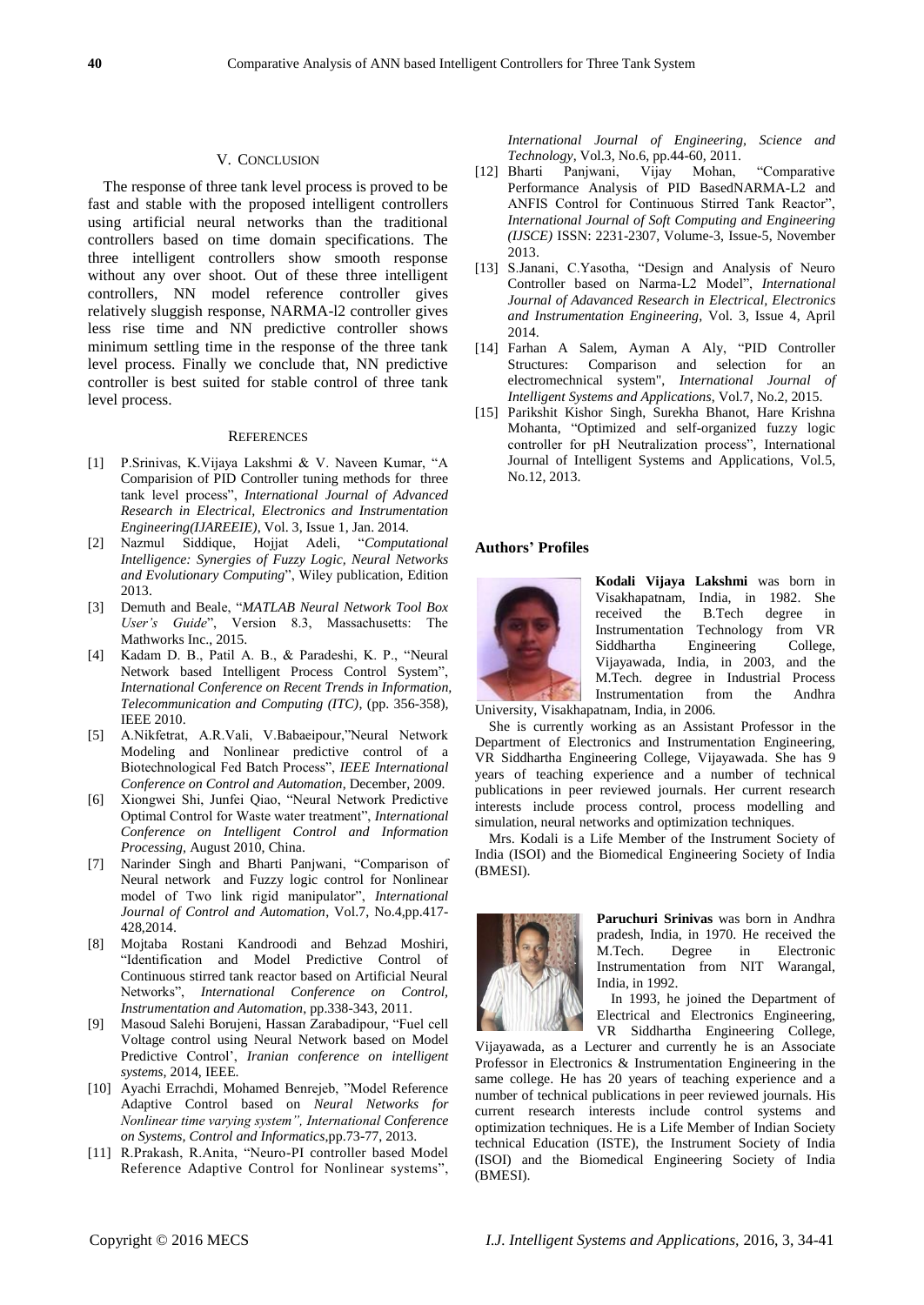## V. CONCLUSION

The response of three tank level process is proved to be fast and stable with the proposed intelligent controllers using artificial neural networks than the traditional controllers based on time domain specifications. The three intelligent controllers show smooth response without any over shoot. Out of these three intelligent controllers, NN model reference controller gives relatively sluggish response, NARMA-l2 controller gives less rise time and NN predictive controller shows minimum settling time in the response of the three tank level process. Finally we conclude that, NN predictive controller is best suited for stable control of three tank level process.

## REFERENCES

- [1] P.Srinivas, K.Vijaya Lakshmi & V. Naveen Kumar, "A Comparision of PID Controller tuning methods for three tank level process", *International Journal of Advanced Research in Electrical, Electronics and Instrumentation Engineering(IJAREEIE)*, Vol. 3, Issue 1, Jan. 2014.
- [2] Nazmul Siddique, Hojjat Adeli, "*Computational Intelligence: Synergies of Fuzzy Logic, Neural Networks and Evolutionary Computing*", Wiley publication, Edition 2013.
- [3] Demuth and Beale, "*MATLAB Neural Network Tool Box User's Guide*", Version 8.3, Massachusetts: The Mathworks Inc., 2015.
- [4] Kadam D. B., Patil A. B., & Paradeshi, K. P., "Neural Network based Intelligent Process Control System", *International Conference on Recent Trends in Information, Telecommunication and Computing (ITC)*, (pp. 356-358), IEEE 2010.
- [5] A.Nikfetrat, A.R.Vali, V.Babaeipour,"Neural Network Modeling and Nonlinear predictive control of a Biotechnological Fed Batch Process", *IEEE International Conference on Control and Automation*, December, 2009.
- [6] Xiongwei Shi, Junfei Qiao, "Neural Network Predictive Optimal Control for Waste water treatment", *International Conference on Intelligent Control and Information Processing*, August 2010, China.
- [7] Narinder Singh and Bharti Panjwani, "Comparison of Neural network and Fuzzy logic control for Nonlinear model of Two link rigid manipulator", *International Journal of Control and Automation*, Vol.7, No.4,pp.417-428,2014.
- [8] Mojtaba Rostani Kandroodi and Behzad Moshiri, "Identification and Model Predictive Control of Continuous stirred tank reactor based on Artificial Neural Networks", *International Conference on Control, Instrumentation and Automation*, pp.338-343, 2011.
- [9] Masoud Salehi Borujeni, Hassan Zarabadipour, "Fuel cell Voltage control using Neural Network based on Model Predictive Control', *Iranian conference on intelligent systems*, 2014, IEEE.
- [10] Ayachi Errachdi, Mohamed Benrejeb, "Model Reference Adaptive Control based on *Neural Networks for Nonlinear time varying system", International Conference on Systems, Control and Informatics*,pp.73-77, 2013.
- [11] R.Prakash, R.Anita, "Neuro-PI controller based Model Reference Adaptive Control for Nonlinear systems", *International Journal of Engineering, Science and Technology*, Vol.3, No.6, pp.44-60, 2011.
- [12] Bharti Panjwani, Vijay Mohan, "Comparative Performance Analysis of PID BasedNARMA-L2 and ANFIS Control for Continuous Stirred Tank Reactor", *International Journal of Soft Computing and Engineering (IJSCE)* ISSN: 2231-2307, Volume-3, Issue-5, November 2013.
- [13] S.Janani, C.Yasotha, "Design and Analysis of Neuro Controller based on Narma-L2 Model", *International Journal of Adavanced Research in Electrical, Electronics and Instrumentation Engineering*, Vol. 3, Issue 4, April 2014.
- [14] Farhan A Salem, Ayman A Aly, "PID Controller Structures: Comparison and selection for an electromechnical system", *International Journal of Intelligent Systems and Applications*, Vol.7, No.2, 2015.
- [15] Parikshit Kishor Singh, Surekha Bhanot, Hare Krishna Mohanta, "Optimized and self-organized fuzzy logic controller for pH Neutralization process", International Journal of Intelligent Systems and Applications, Vol.5, No.12, 2013.

## Authors' Profiles

**Kodali Vijaya Lakshmi** was born in Visakhapatnam, India, in 1982. She received the B.Tech degree in Instrumentation Technology from VR Siddhartha Engineering College, Vijayawada, India, in 2003, and the M.Tech. degree in Industrial Process Instrumentation from the Andhra University, Visakhapatnam, India, in 2006.

She is currently working as an Assistant Professor in the Department of Electronics and Instrumentation Engineering, VR Siddhartha Engineering College, Vijayawada. She has 9 years of teaching experience and a number of technical publications in peer reviewed journals. Her current research interests include process control, process modelling and simulation, neural networks and optimization techniques.

Mrs. Kodali is a Life Member of the Instrument Society of India (ISOI) and the Biomedical Engineering Society of India (BMESI).

**Paruchuri Srinivas** was born in Andhra pradesh, India, in 1970. He received the M.Tech. Degree in Electronic Instrumentation from NIT Warangal, India, in 1992.

In 1993, he joined the Department of Electrical and Electronics Engineering, VR Siddhartha Engineering College, Vijayawada, as a Lecturer and currently he is an Associate Professor in Electronics & Instrumentation Engineering in the same college. He has 20 years of teaching experience and a number of technical publications in peer reviewed journals. His current research interests include control systems and optimization techniques. He is a Life Member of Indian Society technical Education (ISTE), the Instrument Society of India (ISOI) and the Biomedical Engineering Society of India (BMESI).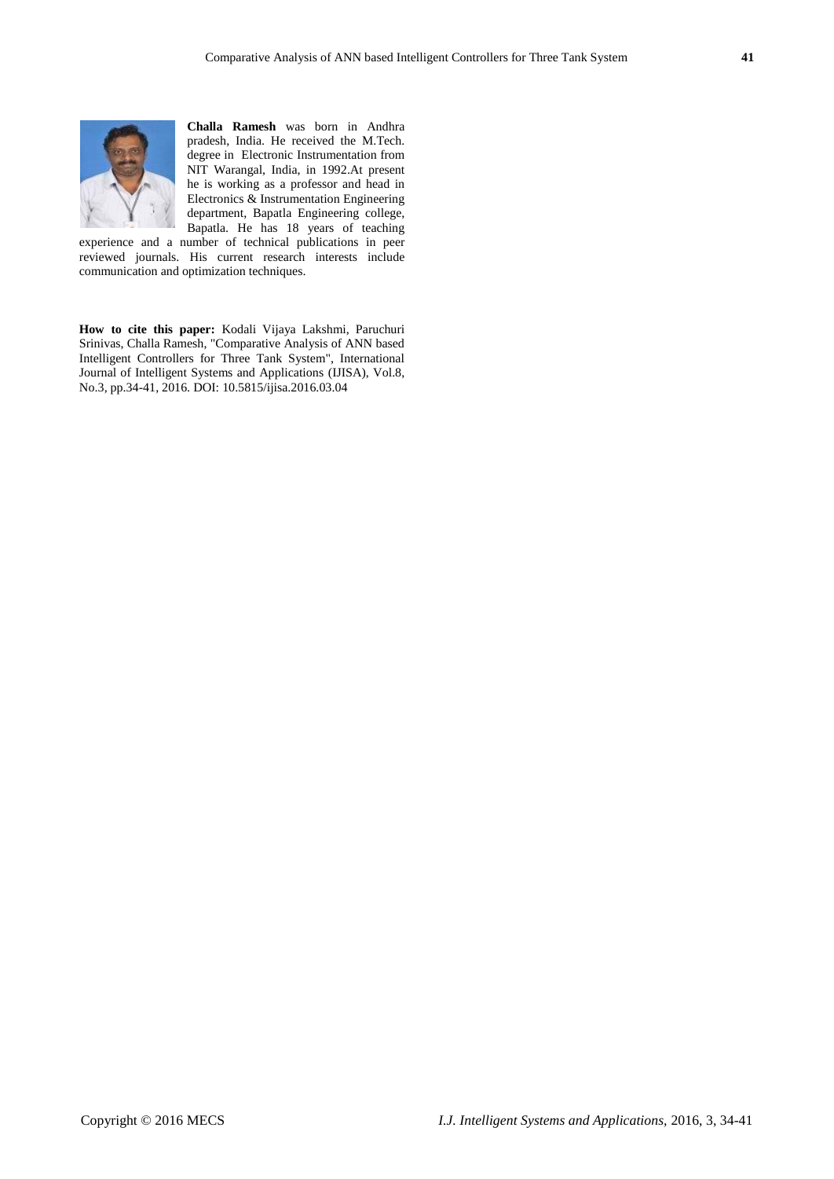**Challa Ramesh** was born in Andhra pradesh, India. He received the M.Tech. degree in Electronic Instrumentation from NIT Warangal, India, in 1992.At present he is working as a professor and head in Electronics & Instrumentation Engineering department, Bapatla Engineering college, Bapatla. He has 18 years of teaching experience and a number of technical publications in peer reviewed journals. His current research interests include communication and optimization techniques.

**How to cite this paper:** Kodali Vijaya Lakshmi, Paruchuri Srinivas, Challa Ramesh, "Comparative Analysis of ANN based Intelligent Controllers for Three Tank System", International Journal of Intelligent Systems and Applications (IJISA), Vol.8, No.3, pp.34-41, 2016. DOI: 10.5815/ijisa.2016.03.04